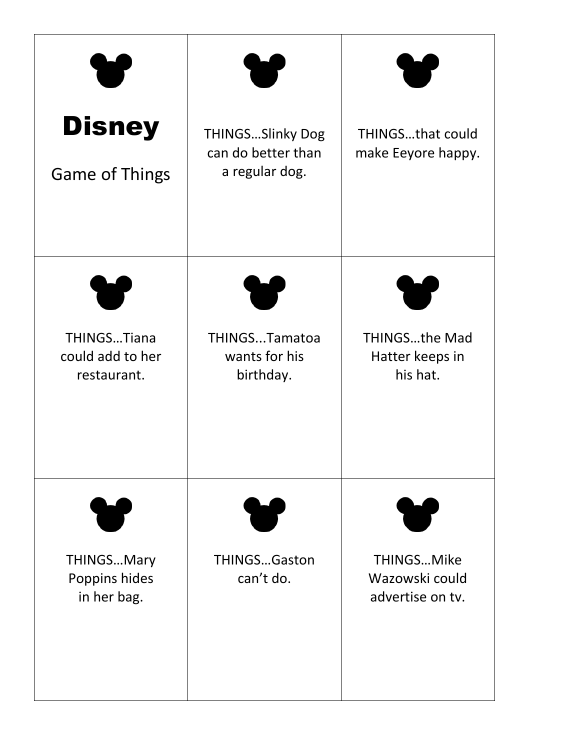# Disney

Game of Things

THINGS…Slinky Dog can do better than a regular dog.

THINGS…that could make Eeyore happy.

THINGS…Tiana could add to her restaurant.

THINGS...Tamatoa wants for his birthday.

THINGS…the Mad Hatter keeps in his hat.

THINGS…Mary Poppins hides in her bag.

THINGS…Gaston can't do.

THINGS…Mike Wazowski could advertise on tv.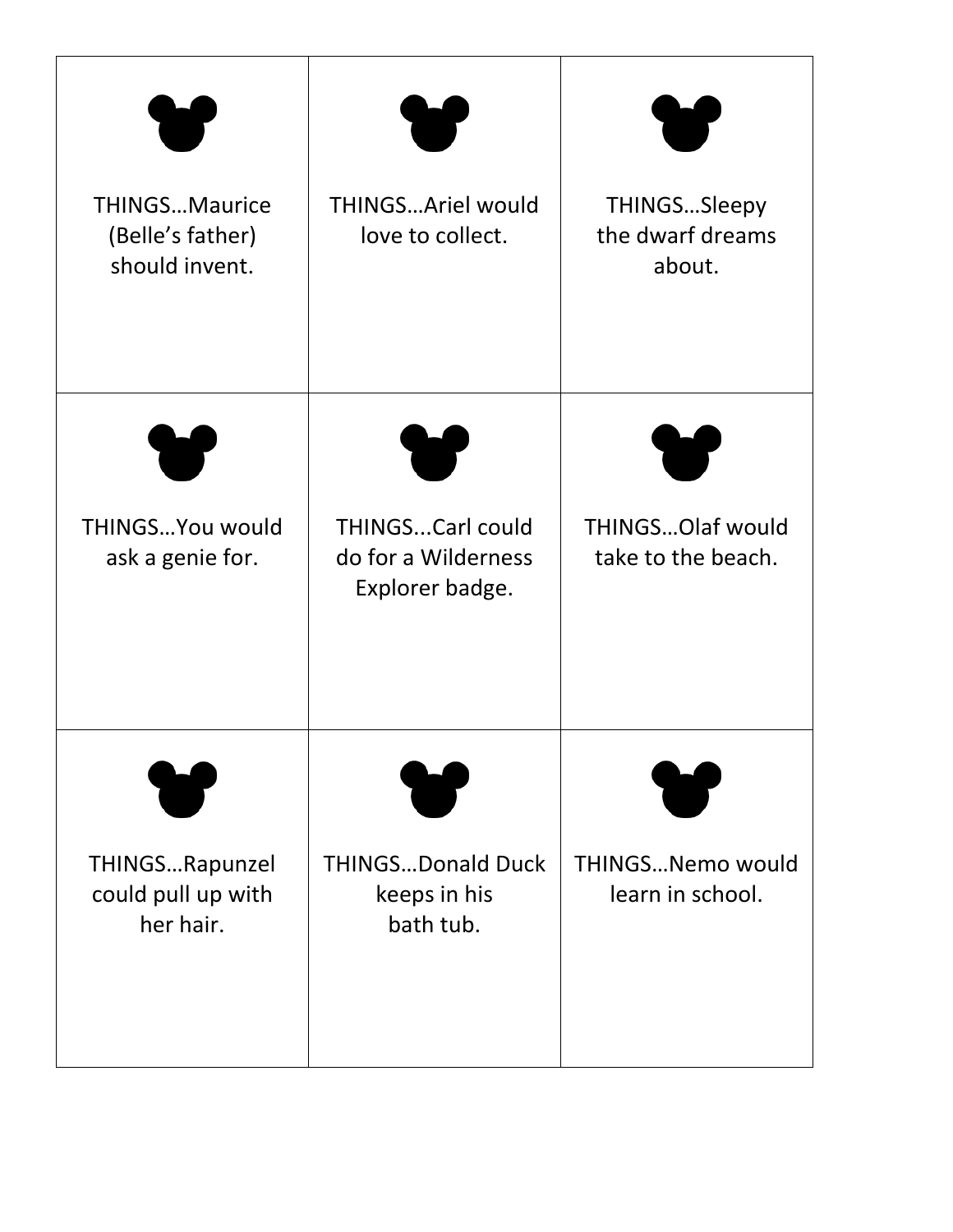| | | |
|---|---|---|
| THINGS…Maurice (Belle's father) should invent. | THINGS…Ariel would love to collect. | THINGS…Sleepy the dwarf dreams about. |
| THINGS…You would ask a genie for. | THINGS...Carl could do for a Wilderness Explorer badge. | THINGS…Olaf would take to the beach. |
| THINGS…Rapunzel could pull up with her hair. | THINGS…Donald Duck keeps in his bath tub. | THINGS…Nemo would learn in school. |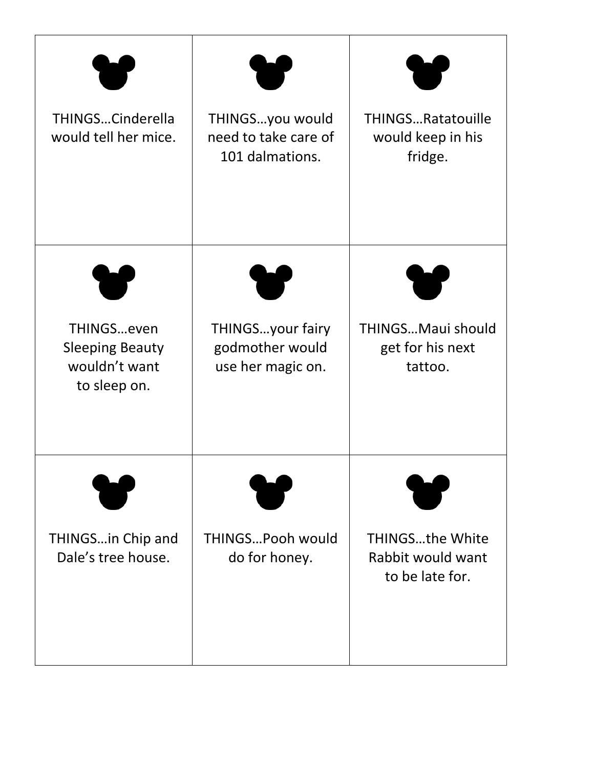| | | |
|---|---|---|
| THINGS…Cinderella would tell her mice. | THINGS…you would need to take care of 101 dalmations. | THINGS…Ratatouille would keep in his fridge. |
| THINGS…even Sleeping Beauty wouldn't want to sleep on. | THINGS…your fairy godmother would use her magic on. | THINGS…Maui should get for his next tattoo. |
| THINGS…in Chip and Dale's tree house. | THINGS…Pooh would do for honey. | THINGS…the White Rabbit would want to be late for. |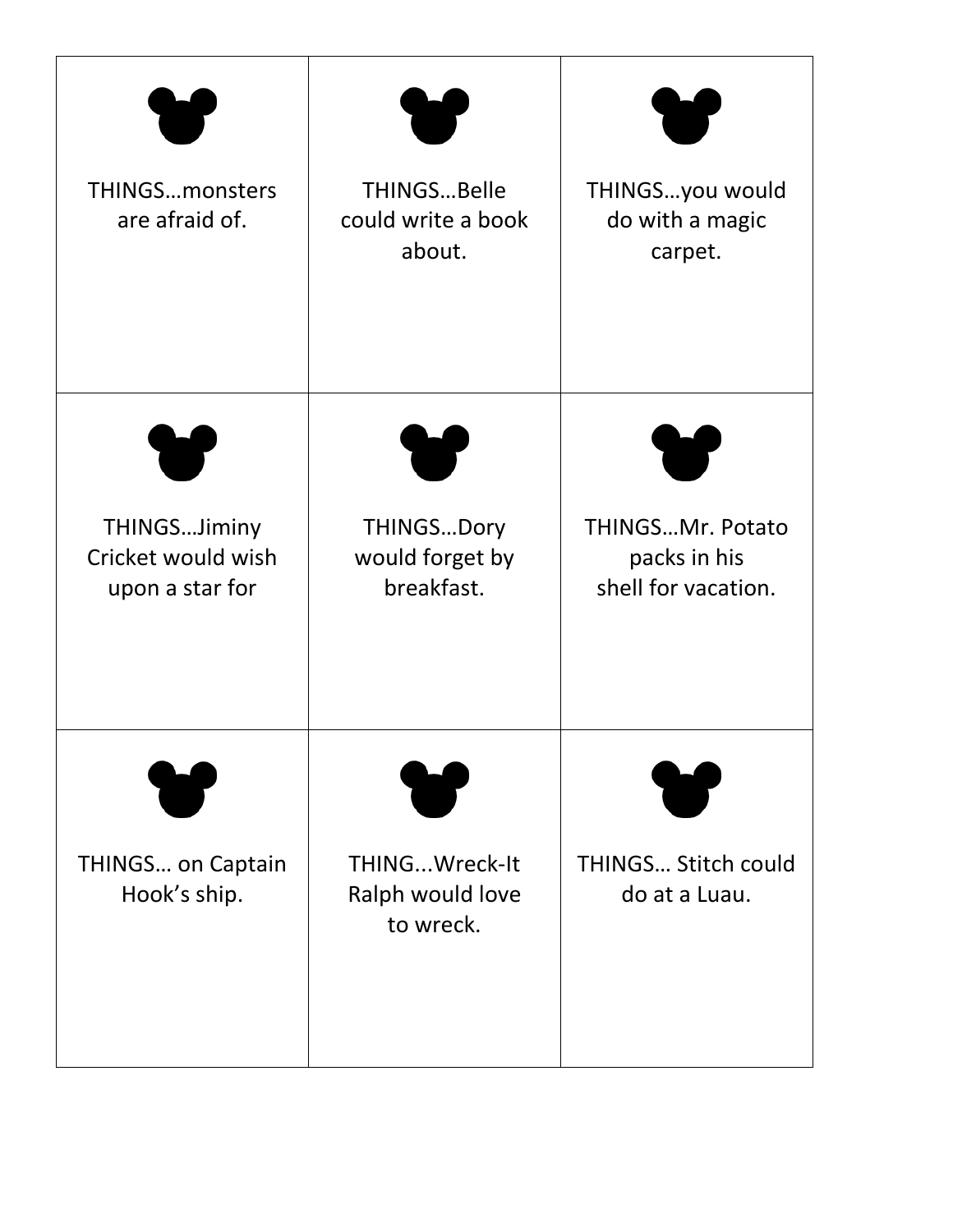| | | |
|---|---|---|
| THINGS…monsters are afraid of. | THINGS…Belle could write a book about. | THINGS…you would do with a magic carpet. |
| THINGS…Jiminy Cricket would wish upon a star for | THINGS…Dory would forget by breakfast. | THINGS…Mr. Potato packs in his shell for vacation. |
| THINGS… on Captain Hook's ship. | THING...Wreck-It Ralph would love to wreck. | THINGS… Stitch could do at a Luau. |